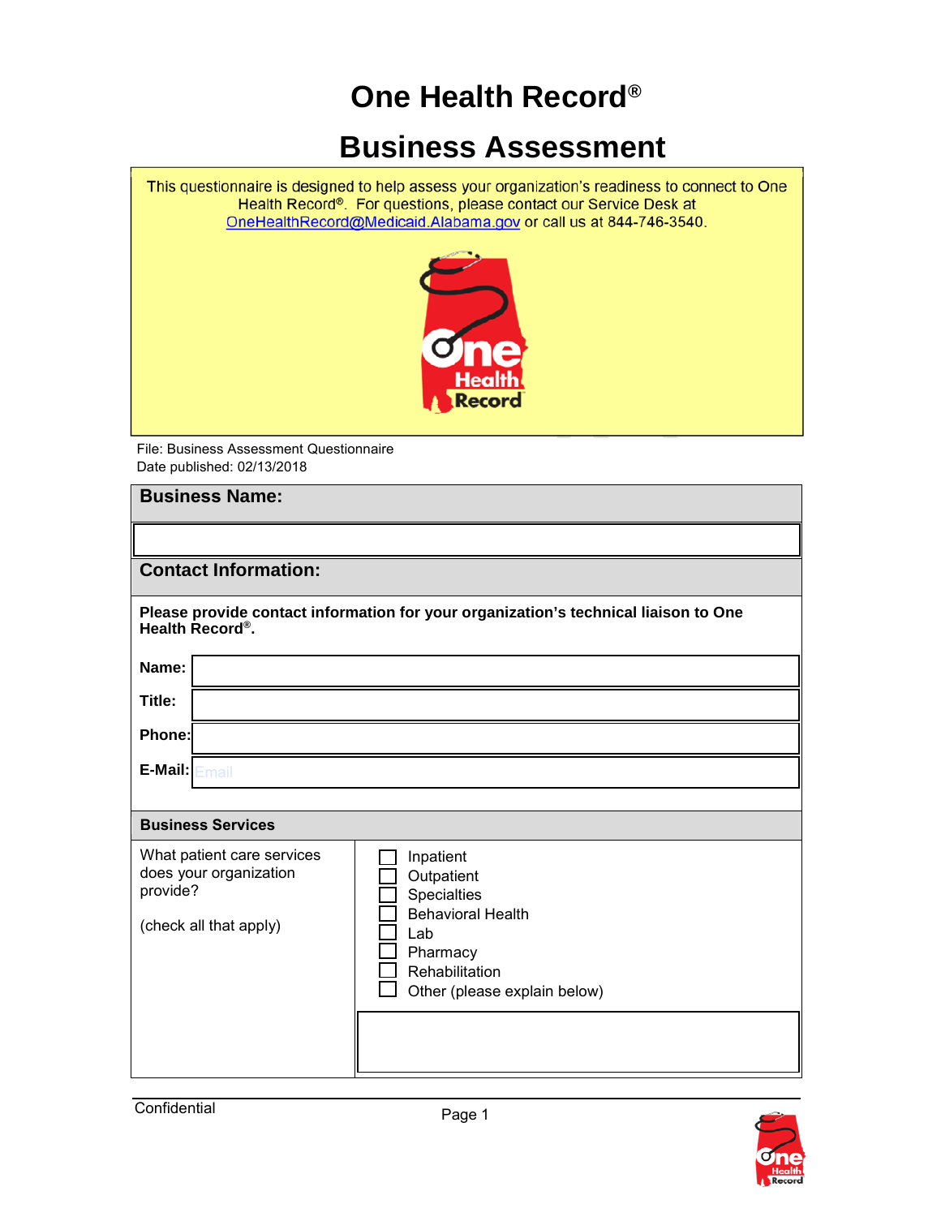# One Health Record®

# Business Assessment

This questionnaire is designed to help assess your organization's readiness to connect to One Health Record®. For questions, please contact our Service Desk at OneHealthRecord@Medicaid.Alabama.gov or call us at 844-746-3540.

File: Business Assessment Questionnaire
Date published: 02/13/2018

## Business Name:

&nbsp;

## Contact Information:

**Please provide contact information for your organization's technical liaison to One Health Record®.**

| | |
|---|---|
| **Name:** | |
| **Title:** | |
| **Phone:** | |
| **E-Mail:** | Email |

### Business Services

| | |
|---|---|
| What patient care services does your organization provide?<br><br>(check all that apply) | ☐ Inpatient<br>☐ Outpatient<br>☐ Specialties<br>☐ Behavioral Health<br>☐ Lab<br>☐ Pharmacy<br>☐ Rehabilitation<br>☐ Other (please explain below) |

Confidential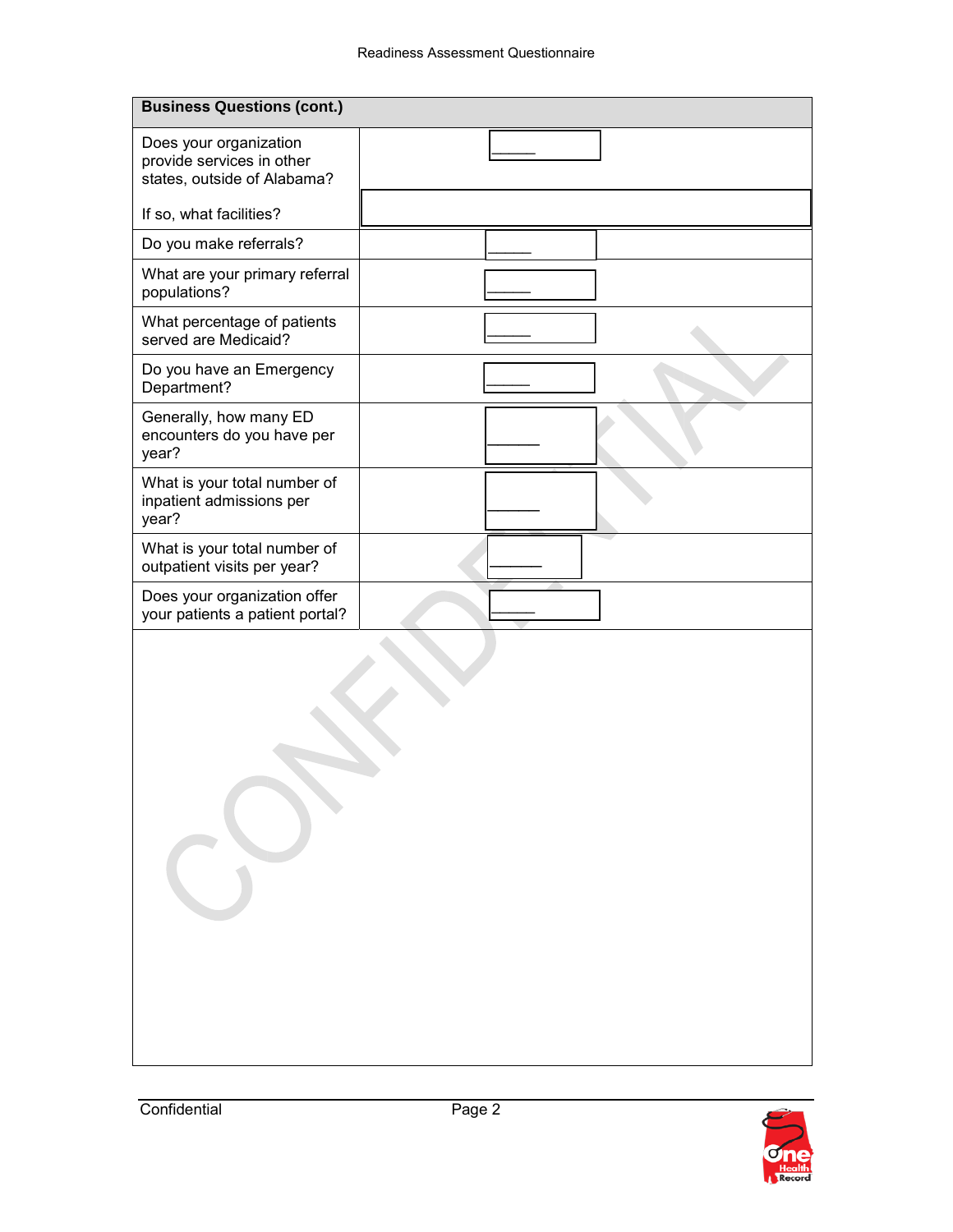| Business Questions (cont.) | |
|---|---|
| Does your organization provide services in other states, outside of Alabama?<br><br>If so, what facilities? | _____ |
| Do you make referrals? | _____ |
| What are your primary referral populations? | _____ |
| What percentage of patients served are Medicaid? | _____ |
| Do you have an Emergency Department? | _____ |
| Generally, how many ED encounters do you have per year? | _____ |
| What is your total number of inpatient admissions per year? | _____ |
| What is your total number of outpatient visits per year? | _____ |
| Does your organization offer your patients a patient portal? | _____ |

CONFIDENTIAL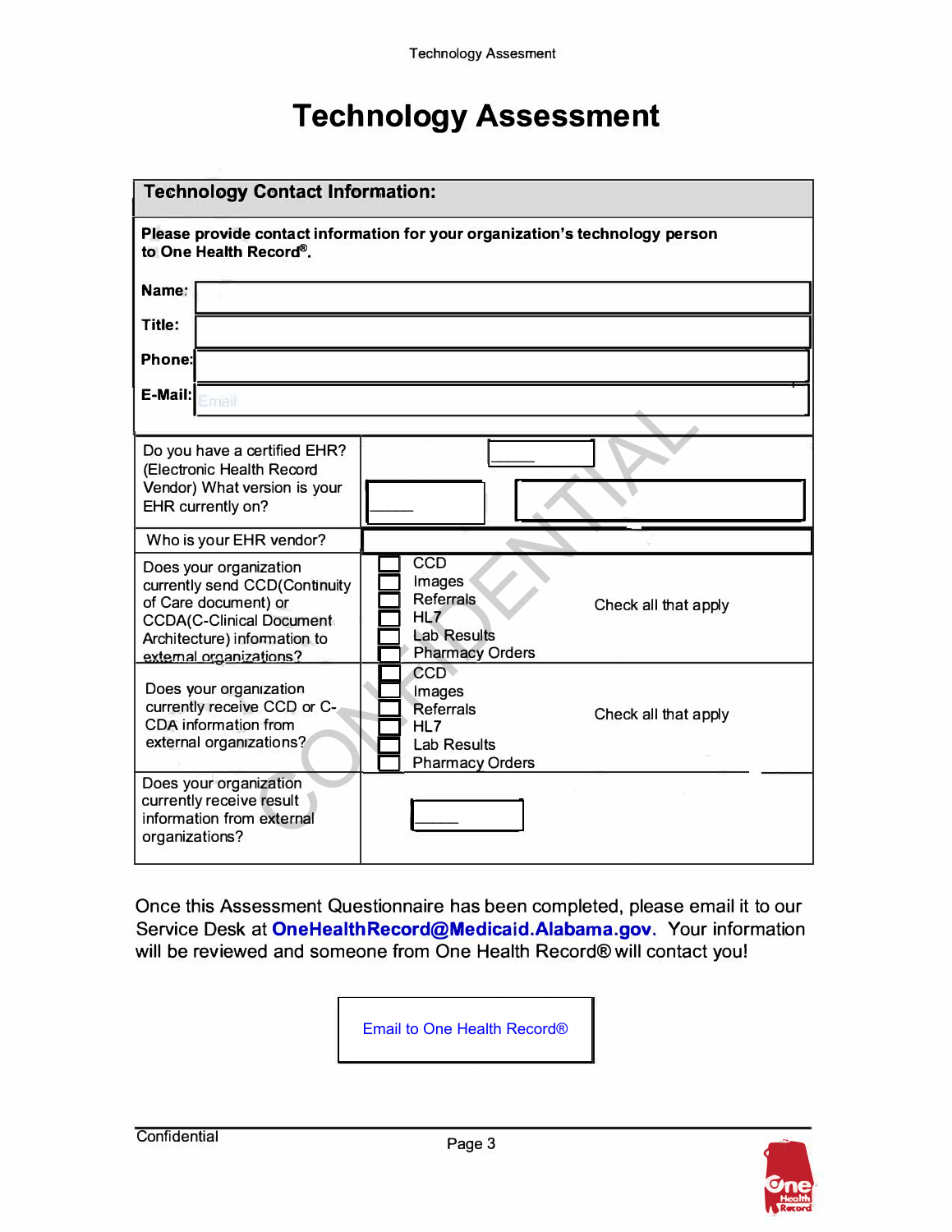# Technology Assessment

| Technology Contact Information: | |
|---|---|
| Please provide contact information for your organization's technology person to One Health Record®. | |
| Name: | |
| Title: | |
| Phone: | |
| E-Mail: | Email |

| | | |
|---|---|---|
| Do you have a certified EHR? (Electronic Health Record Vendor) What version is your EHR currently on? | | |
| Who is your EHR vendor? | | |
| Does your organization currently send CCD(Continuity of Care document) or CCDA(C-Clinical Document Architecture) information to external organizations? | ☐ CCD<br>☐ Images<br>☐ Referrals<br>☐ HL7<br>☐ Lab Results<br>☐ Pharmacy Orders | Check all that apply |
| Does your organization currently receive CCD or C-CDA information from external organizations? | ☐ CCD<br>☐ Images<br>☐ Referrals<br>☐ HL7<br>☐ Lab Results<br>☐ Pharmacy Orders | Check all that apply |
| Does your organization currently receive result information from external organizations? | | |

Once this Assessment Questionnaire has been completed, please email it to our Service Desk at **OneHealthRecord@Medicaid.Alabama.gov**. Your information will be reviewed and someone from One Health Record® will contact you!

Email to One Health Record®

Confidential